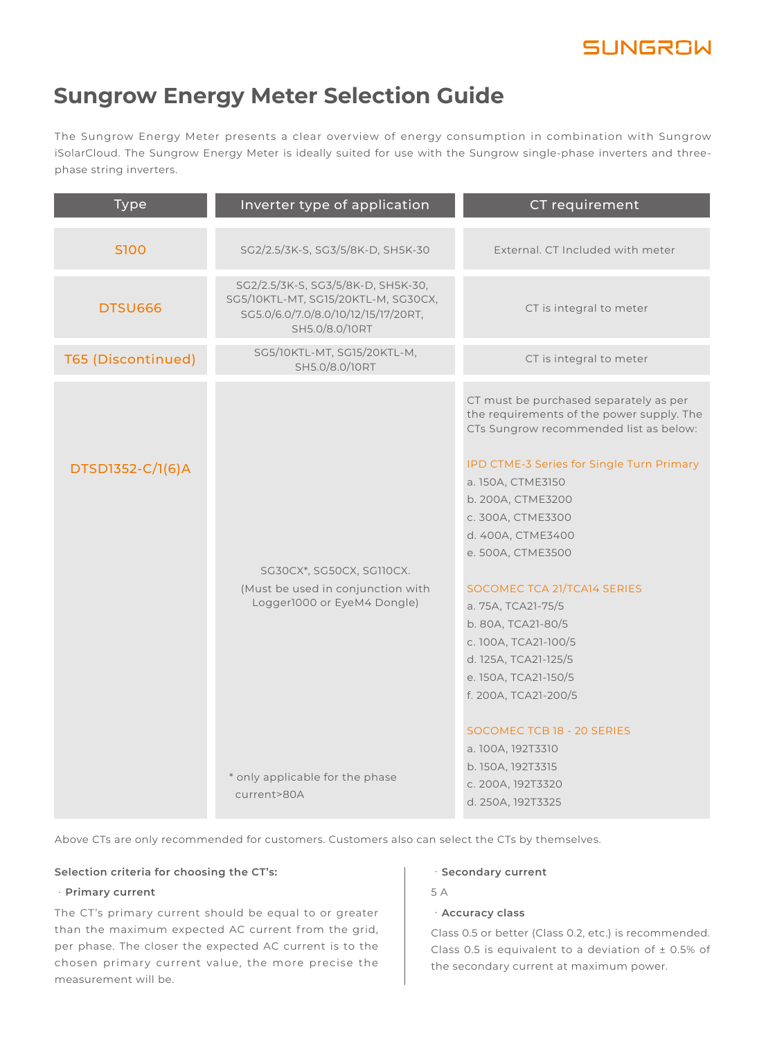# Sungrow Energy Meter Selection Guide

The Sungrow Energy Meter presents a clear overview of energy consumption in combination with Sungrow iSolarCloud. The Sungrow Energy Meter is ideally suited for use with the Sungrow single-phase inverters and three-phase string inverters.

| Type | Inverter type of application | CT requirement |
|---|---|---|
| S100 | SG2/2.5/3K-S, SG3/5/8K-D, SH5K-30 | External. CT Included with meter |
| DTSU666 | SG2/2.5/3K-S, SG3/5/8K-D, SH5K-30, SG5/10KTL-MT, SG15/20KTL-M, SG30CX, SG5.0/6.0/7.0/8.0/10/12/15/17/20RT, SH5.0/8.0/10RT | CT is integral to meter |
| T65 (Discontinued) | SG5/10KTL-MT, SG15/20KTL-M, SH5.0/8.0/10RT | CT is integral to meter |
| DTSD1352-C/1(6)A | SG30CX*, SG50CX, SG110CX. (Must be used in conjunction with Logger1000 or EyeM4 Dongle)<br><br>* only applicable for the phase current>80A | CT must be purchased separately as per the requirements of the power supply. The CTs Sungrow recommended list as below:<br><br>IPD CTME-3 Series for Single Turn Primary<br>a. 150A, CTME3150<br>b. 200A, CTME3200<br>c. 300A, CTME3300<br>d. 400A, CTME3400<br>e. 500A, CTME3500<br><br>SOCOMEC TCA 21/TCA14 SERIES<br>a. 75A, TCA21-75/5<br>b. 80A, TCA21-80/5<br>c. 100A, TCA21-100/5<br>d. 125A, TCA21-125/5<br>e. 150A, TCA21-150/5<br>f. 200A, TCA21-200/5<br><br>SOCOMEC TCB 18 - 20 SERIES<br>a. 100A, 192T3310<br>b. 150A, 192T3315<br>c. 200A, 192T3320<br>d. 250A, 192T3325 |

Above CTs are only recommended for customers. Customers also can select the CTs by themselves.

**Selection criteria for choosing the CT's:**

· **Primary current**

The CT's primary current should be equal to or greater than the maximum expected AC current from the grid, per phase. The closer the expected AC current is to the chosen primary current value, the more precise the measurement will be.

· **Secondary current**

5 A

· **Accuracy class**

Class 0.5 or better (Class 0.2, etc.) is recommended. Class 0.5 is equivalent to a deviation of ± 0.5% of the secondary current at maximum power.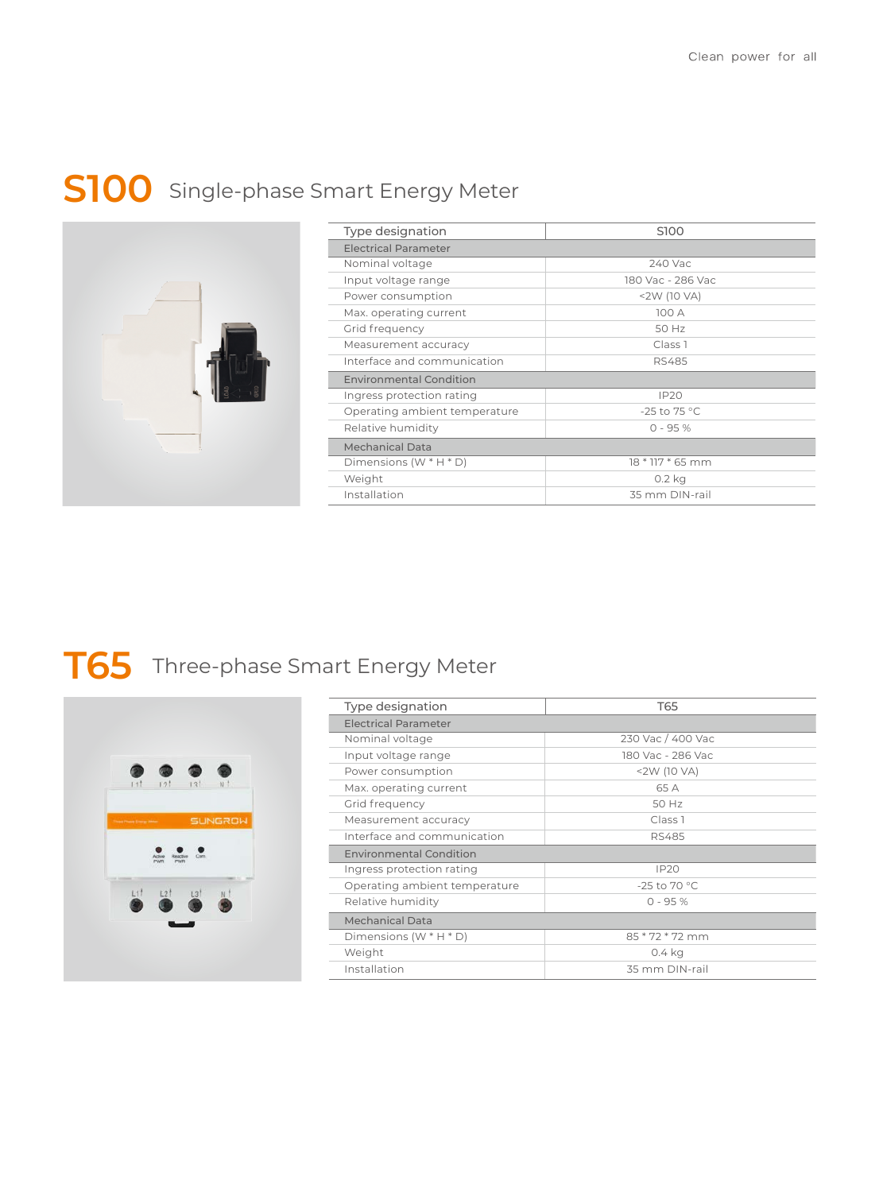## S100 Single-phase Smart Energy Meter

| Type designation | S100 |
| --- | --- |
| **Electrical Parameter** | |
| Nominal voltage | 240 Vac |
| Input voltage range | 180 Vac - 286 Vac |
| Power consumption | <2W (10 VA) |
| Max. operating current | 100 A |
| Grid frequency | 50 Hz |
| Measurement accuracy | Class 1 |
| Interface and communication | RS485 |
| **Environmental Condition** | |
| Ingress protection rating | IP20 |
| Operating ambient temperature | -25 to 75 °C |
| Relative humidity | 0 - 95 % |
| **Mechanical Data** | |
| Dimensions (W * H * D) | 18 * 117 * 65 mm |
| Weight | 0.2 kg |
| Installation | 35 mm DIN-rail |

## T65 Three-phase Smart Energy Meter

| Type designation | T65 |
| --- | --- |
| **Electrical Parameter** | |
| Nominal voltage | 230 Vac / 400 Vac |
| Input voltage range | 180 Vac - 286 Vac |
| Power consumption | <2W (10 VA) |
| Max. operating current | 65 A |
| Grid frequency | 50 Hz |
| Measurement accuracy | Class 1 |
| Interface and communication | RS485 |
| **Environmental Condition** | |
| Ingress protection rating | IP20 |
| Operating ambient temperature | -25 to 70 °C |
| Relative humidity | 0 - 95 % |
| **Mechanical Data** | |
| Dimensions (W * H * D) | 85 * 72 * 72 mm |
| Weight | 0.4 kg |
| Installation | 35 mm DIN-rail |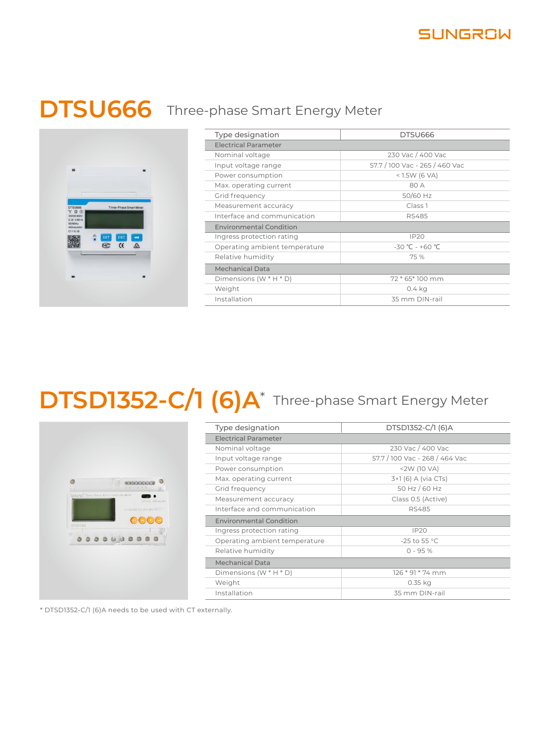# DTSU666 Three-phase Smart Energy Meter

| Type designation | DTSU666 |
|---|---|
| **Electrical Parameter** | |
| Nominal voltage | 230 Vac / 400 Vac |
| Input voltage range | 57.7 / 100 Vac - 265 / 460 Vac |
| Power consumption | < 1.5W (6 VA) |
| Max. operating current | 80 A |
| Grid frequency | 50/60 Hz |
| Measurement accuracy | Class 1 |
| Interface and communication | RS485 |
| **Environmental Condition** | |
| Ingress protection rating | IP20 |
| Operating ambient temperature | -30 ℃ - +60 ℃ |
| Relative humidity | 75 % |
| **Mechanical Data** | |
| Dimensions (W * H * D) | 72 * 65* 100 mm |
| Weight | 0.4 kg |
| Installation | 35 mm DIN-rail |

# DTSD1352-C/1 (6)A* Three-phase Smart Energy Meter

| Type designation | DTSD1352-C/1 (6)A |
|---|---|
| **Electrical Parameter** | |
| Nominal voltage | 230 Vac / 400 Vac |
| Input voltage range | 57.7 / 100 Vac - 268 / 464 Vac |
| Power consumption | <2W (10 VA) |
| Max. operating current | 3×1 (6) A (via CTs) |
| Grid frequency | 50 Hz / 60 Hz |
| Measurement accuracy | Class 0.5 (Active) |
| Interface and communication | RS485 |
| **Environmental Condition** | |
| Ingress protection rating | IP20 |
| Operating ambient temperature | -25 to 55 °C |
| Relative humidity | 0 - 95 % |
| **Mechanical Data** | |
| Dimensions (W * H * D) | 126 * 91 * 74 mm |
| Weight | 0.35 kg |
| Installation | 35 mm DIN-rail |

* DTSD1352-C/1 (6)A needs to be used with CT externally.